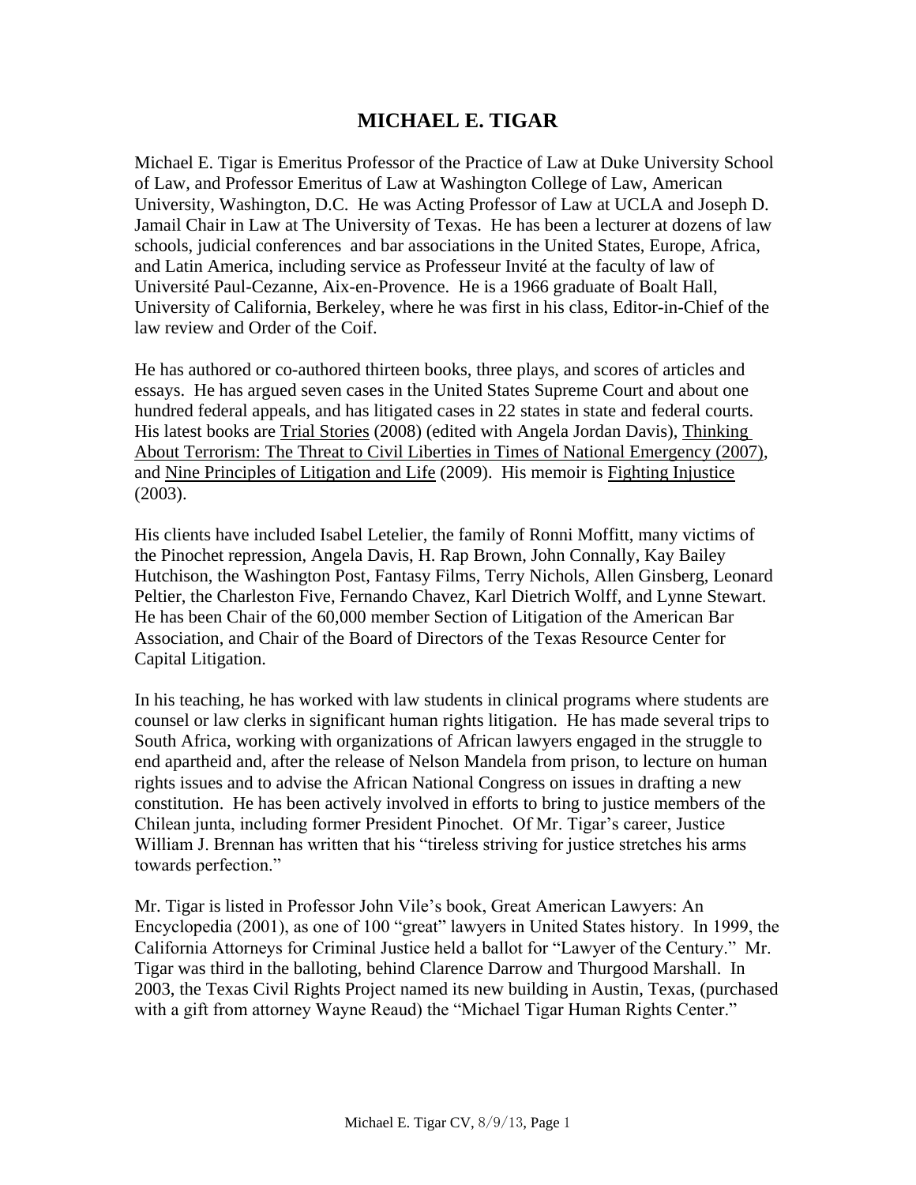# MICHAEL E. TIGAR

Michael E. Tigar is Emeritus Professor of the Practice of Law at Duke University School of Law, and Professor Emeritus of Law at Washington College of Law, American University, Washington, D.C. He was Acting Professor of Law at UCLA and Joseph D. Jamail Chair in Law at The University of Texas. He has been a lecturer at dozens of law schools, judicial conferences and bar associations in the United States, Europe, Africa, and Latin America, including service as Professeur Invité at the faculty of law of Université Paul-Cezanne, Aix-en-Provence. He is a 1966 graduate of Boalt Hall, University of California, Berkeley, where he was first in his class, Editor-in-Chief of the law review and Order of the Coif.

He has authored or co-authored thirteen books, three plays, and scores of articles and essays. He has argued seven cases in the United States Supreme Court and about one hundred federal appeals, and has litigated cases in 22 states in state and federal courts. His latest books are Trial Stories (2008) (edited with Angela Jordan Davis), Thinking About Terrorism: The Threat to Civil Liberties in Times of National Emergency (2007), and Nine Principles of Litigation and Life (2009). His memoir is Fighting Injustice (2003).

His clients have included Isabel Letelier, the family of Ronni Moffitt, many victims of the Pinochet repression, Angela Davis, H. Rap Brown, John Connally, Kay Bailey Hutchison, the Washington Post, Fantasy Films, Terry Nichols, Allen Ginsberg, Leonard Peltier, the Charleston Five, Fernando Chavez, Karl Dietrich Wolff, and Lynne Stewart. He has been Chair of the 60,000 member Section of Litigation of the American Bar Association, and Chair of the Board of Directors of the Texas Resource Center for Capital Litigation.

In his teaching, he has worked with law students in clinical programs where students are counsel or law clerks in significant human rights litigation. He has made several trips to South Africa, working with organizations of African lawyers engaged in the struggle to end apartheid and, after the release of Nelson Mandela from prison, to lecture on human rights issues and to advise the African National Congress on issues in drafting a new constitution. He has been actively involved in efforts to bring to justice members of the Chilean junta, including former President Pinochet. Of Mr. Tigar's career, Justice William J. Brennan has written that his "tireless striving for justice stretches his arms towards perfection."

Mr. Tigar is listed in Professor John Vile's book, Great American Lawyers: An Encyclopedia (2001), as one of 100 "great" lawyers in United States history. In 1999, the California Attorneys for Criminal Justice held a ballot for "Lawyer of the Century." Mr. Tigar was third in the balloting, behind Clarence Darrow and Thurgood Marshall. In 2003, the Texas Civil Rights Project named its new building in Austin, Texas, (purchased with a gift from attorney Wayne Reaud) the "Michael Tigar Human Rights Center."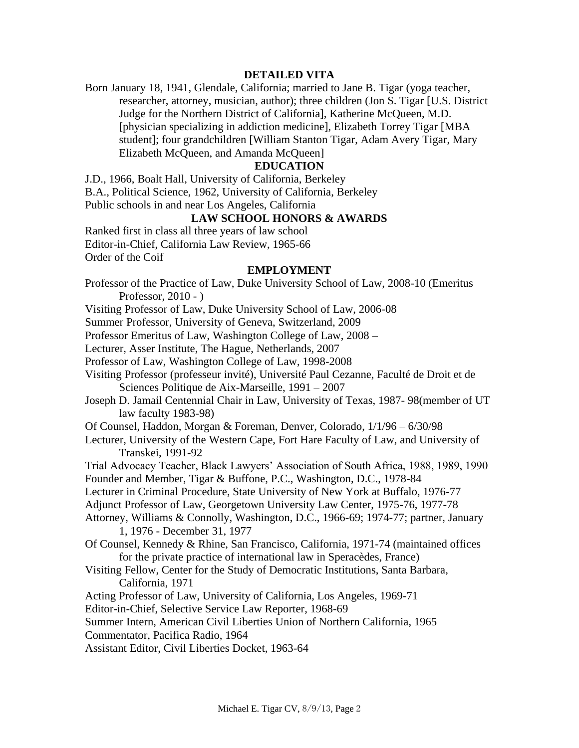## DETAILED VITA

Born January 18, 1941, Glendale, California; married to Jane B. Tigar (yoga teacher, researcher, attorney, musician, author); three children (Jon S. Tigar [U.S. District Judge for the Northern District of California], Katherine McQueen, M.D. [physician specializing in addiction medicine], Elizabeth Torrey Tigar [MBA student]; four grandchildren [William Stanton Tigar, Adam Avery Tigar, Mary Elizabeth McQueen, and Amanda McQueen]

## EDUCATION

J.D., 1966, Boalt Hall, University of California, Berkeley
B.A., Political Science, 1962, University of California, Berkeley
Public schools in and near Los Angeles, California

## LAW SCHOOL HONORS & AWARDS

Ranked first in class all three years of law school
Editor-in-Chief, California Law Review, 1965-66
Order of the Coif

## EMPLOYMENT

Professor of the Practice of Law, Duke University School of Law, 2008-10 (Emeritus Professor, 2010 - )
Visiting Professor of Law, Duke University School of Law, 2006-08
Summer Professor, University of Geneva, Switzerland, 2009
Professor Emeritus of Law, Washington College of Law, 2008 –
Lecturer, Asser Institute, The Hague, Netherlands, 2007
Professor of Law, Washington College of Law, 1998-2008
Visiting Professor (professeur invité), Université Paul Cezanne, Faculté de Droit et de Sciences Politique de Aix-Marseille, 1991 – 2007
Joseph D. Jamail Centennial Chair in Law, University of Texas, 1987- 98(member of UT law faculty 1983-98)
Of Counsel, Haddon, Morgan & Foreman, Denver, Colorado, 1/1/96 – 6/30/98
Lecturer, University of the Western Cape, Fort Hare Faculty of Law, and University of Transkei, 1991-92
Trial Advocacy Teacher, Black Lawyers' Association of South Africa, 1988, 1989, 1990
Founder and Member, Tigar & Buffone, P.C., Washington, D.C., 1978-84
Lecturer in Criminal Procedure, State University of New York at Buffalo, 1976-77
Adjunct Professor of Law, Georgetown University Law Center, 1975-76, 1977-78
Attorney, Williams & Connolly, Washington, D.C., 1966-69; 1974-77; partner, January 1, 1976 - December 31, 1977
Of Counsel, Kennedy & Rhine, San Francisco, California, 1971-74 (maintained offices for the private practice of international law in Speracèdes, France)
Visiting Fellow, Center for the Study of Democratic Institutions, Santa Barbara, California, 1971
Acting Professor of Law, University of California, Los Angeles, 1969-71
Editor-in-Chief, Selective Service Law Reporter, 1968-69
Summer Intern, American Civil Liberties Union of Northern California, 1965
Commentator, Pacifica Radio, 1964
Assistant Editor, Civil Liberties Docket, 1963-64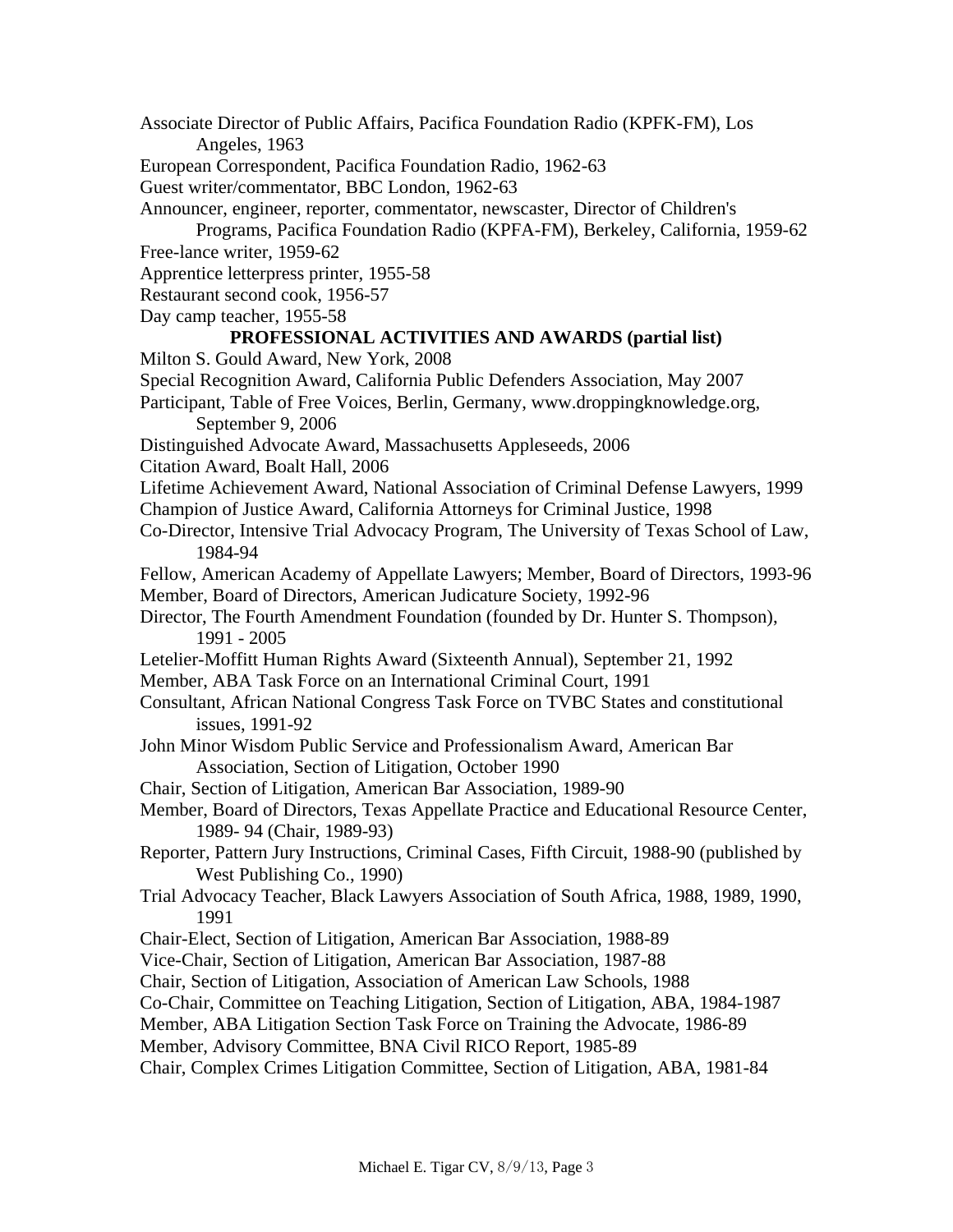Associate Director of Public Affairs, Pacifica Foundation Radio (KPFK-FM), Los Angeles, 1963

European Correspondent, Pacifica Foundation Radio, 1962-63

Guest writer/commentator, BBC London, 1962-63

Announcer, engineer, reporter, commentator, newscaster, Director of Children's Programs, Pacifica Foundation Radio (KPFA-FM), Berkeley, California, 1959-62

Free-lance writer, 1959-62

Apprentice letterpress printer, 1955-58

Restaurant second cook, 1956-57

Day camp teacher, 1955-58

**PROFESSIONAL ACTIVITIES AND AWARDS (partial list)**

Milton S. Gould Award, New York, 2008

Special Recognition Award, California Public Defenders Association, May 2007

Participant, Table of Free Voices, Berlin, Germany, www.droppingknowledge.org, September 9, 2006

Distinguished Advocate Award, Massachusetts Appleseeds, 2006

Citation Award, Boalt Hall, 2006

Lifetime Achievement Award, National Association of Criminal Defense Lawyers, 1999

Champion of Justice Award, California Attorneys for Criminal Justice, 1998

Co-Director, Intensive Trial Advocacy Program, The University of Texas School of Law, 1984-94

Fellow, American Academy of Appellate Lawyers; Member, Board of Directors, 1993-96

Member, Board of Directors, American Judicature Society, 1992-96

Director, The Fourth Amendment Foundation (founded by Dr. Hunter S. Thompson), 1991 - 2005

Letelier-Moffitt Human Rights Award (Sixteenth Annual), September 21, 1992

Member, ABA Task Force on an International Criminal Court, 1991

Consultant, African National Congress Task Force on TVBC States and constitutional issues, 1991-92

John Minor Wisdom Public Service and Professionalism Award, American Bar Association, Section of Litigation, October 1990

Chair, Section of Litigation, American Bar Association, 1989-90

Member, Board of Directors, Texas Appellate Practice and Educational Resource Center, 1989- 94 (Chair, 1989-93)

Reporter, Pattern Jury Instructions, Criminal Cases, Fifth Circuit, 1988-90 (published by West Publishing Co., 1990)

Trial Advocacy Teacher, Black Lawyers Association of South Africa, 1988, 1989, 1990, 1991

Chair-Elect, Section of Litigation, American Bar Association, 1988-89

Vice-Chair, Section of Litigation, American Bar Association, 1987-88

Chair, Section of Litigation, Association of American Law Schools, 1988

Co-Chair, Committee on Teaching Litigation, Section of Litigation, ABA, 1984-1987

Member, ABA Litigation Section Task Force on Training the Advocate, 1986-89

Member, Advisory Committee, BNA Civil RICO Report, 1985-89

Chair, Complex Crimes Litigation Committee, Section of Litigation, ABA, 1981-84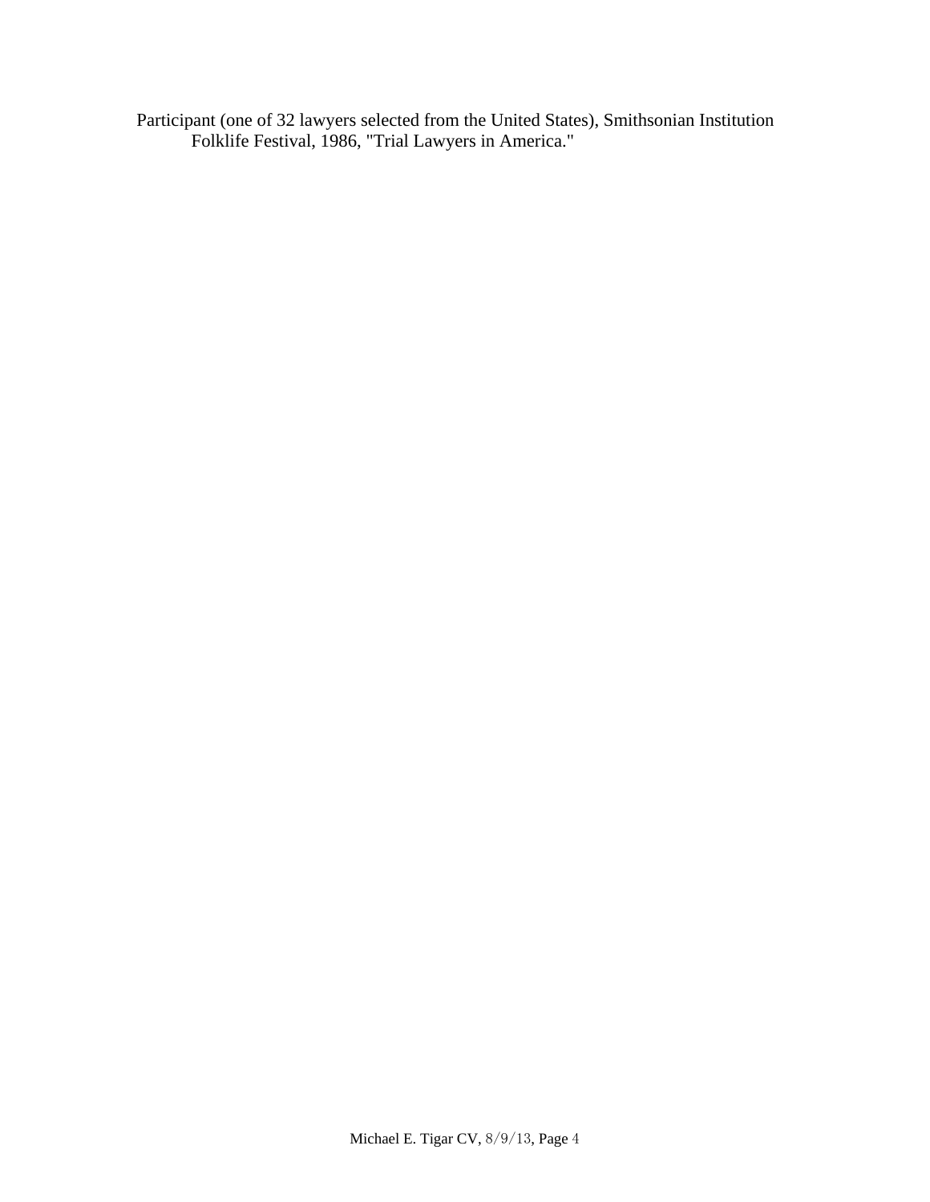Participant (one of 32 lawyers selected from the United States), Smithsonian Institution Folklife Festival, 1986, "Trial Lawyers in America."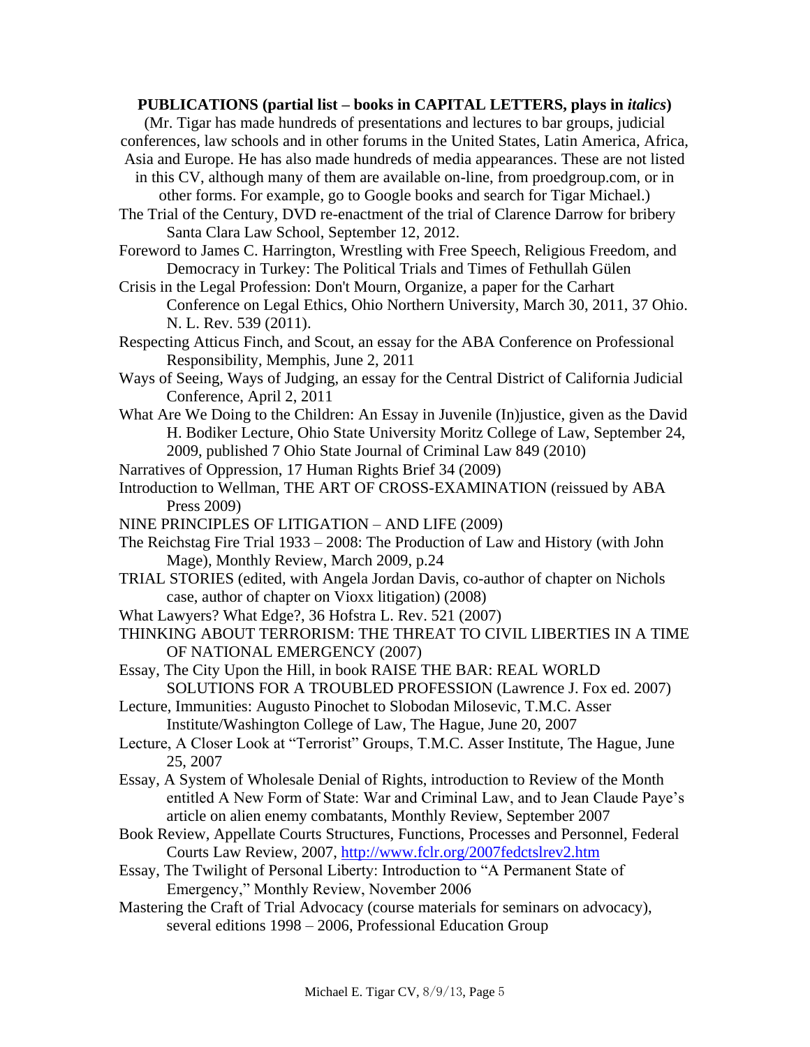**PUBLICATIONS (partial list – books in CAPITAL LETTERS, plays in *italics*)**

(Mr. Tigar has made hundreds of presentations and lectures to bar groups, judicial conferences, law schools and in other forums in the United States, Latin America, Africa, Asia and Europe. He has also made hundreds of media appearances. These are not listed in this CV, although many of them are available on-line, from proedgroup.com, or in other forms. For example, go to Google books and search for Tigar Michael.)

The Trial of the Century, DVD re-enactment of the trial of Clarence Darrow for bribery Santa Clara Law School, September 12, 2012.

Foreword to James C. Harrington, Wrestling with Free Speech, Religious Freedom, and Democracy in Turkey: The Political Trials and Times of Fethullah Gülen

Crisis in the Legal Profession: Don't Mourn, Organize, a paper for the Carhart Conference on Legal Ethics, Ohio Northern University, March 30, 2011, 37 Ohio. N. L. Rev. 539 (2011).

Respecting Atticus Finch, and Scout, an essay for the ABA Conference on Professional Responsibility, Memphis, June 2, 2011

Ways of Seeing, Ways of Judging, an essay for the Central District of California Judicial Conference, April 2, 2011

What Are We Doing to the Children: An Essay in Juvenile (In)justice, given as the David H. Bodiker Lecture, Ohio State University Moritz College of Law, September 24, 2009, published 7 Ohio State Journal of Criminal Law 849 (2010)

Narratives of Oppression, 17 Human Rights Brief 34 (2009)

Introduction to Wellman, THE ART OF CROSS-EXAMINATION (reissued by ABA Press 2009)

NINE PRINCIPLES OF LITIGATION – AND LIFE (2009)

The Reichstag Fire Trial 1933 – 2008: The Production of Law and History (with John Mage), Monthly Review, March 2009, p.24

TRIAL STORIES (edited, with Angela Jordan Davis, co-author of chapter on Nichols case, author of chapter on Vioxx litigation) (2008)

What Lawyers? What Edge?, 36 Hofstra L. Rev. 521 (2007)

THINKING ABOUT TERRORISM: THE THREAT TO CIVIL LIBERTIES IN A TIME OF NATIONAL EMERGENCY (2007)

Essay, The City Upon the Hill, in book RAISE THE BAR: REAL WORLD SOLUTIONS FOR A TROUBLED PROFESSION (Lawrence J. Fox ed. 2007)

Lecture, Immunities: Augusto Pinochet to Slobodan Milosevic, T.M.C. Asser Institute/Washington College of Law, The Hague, June 20, 2007

Lecture, A Closer Look at "Terrorist" Groups, T.M.C. Asser Institute, The Hague, June 25, 2007

Essay, A System of Wholesale Denial of Rights, introduction to Review of the Month entitled A New Form of State: War and Criminal Law, and to Jean Claude Paye's article on alien enemy combatants, Monthly Review, September 2007

Book Review, Appellate Courts Structures, Functions, Processes and Personnel, Federal Courts Law Review, 2007, http://www.fclr.org/2007fedctslrev2.htm

Essay, The Twilight of Personal Liberty: Introduction to "A Permanent State of Emergency," Monthly Review, November 2006

Mastering the Craft of Trial Advocacy (course materials for seminars on advocacy), several editions 1998 – 2006, Professional Education Group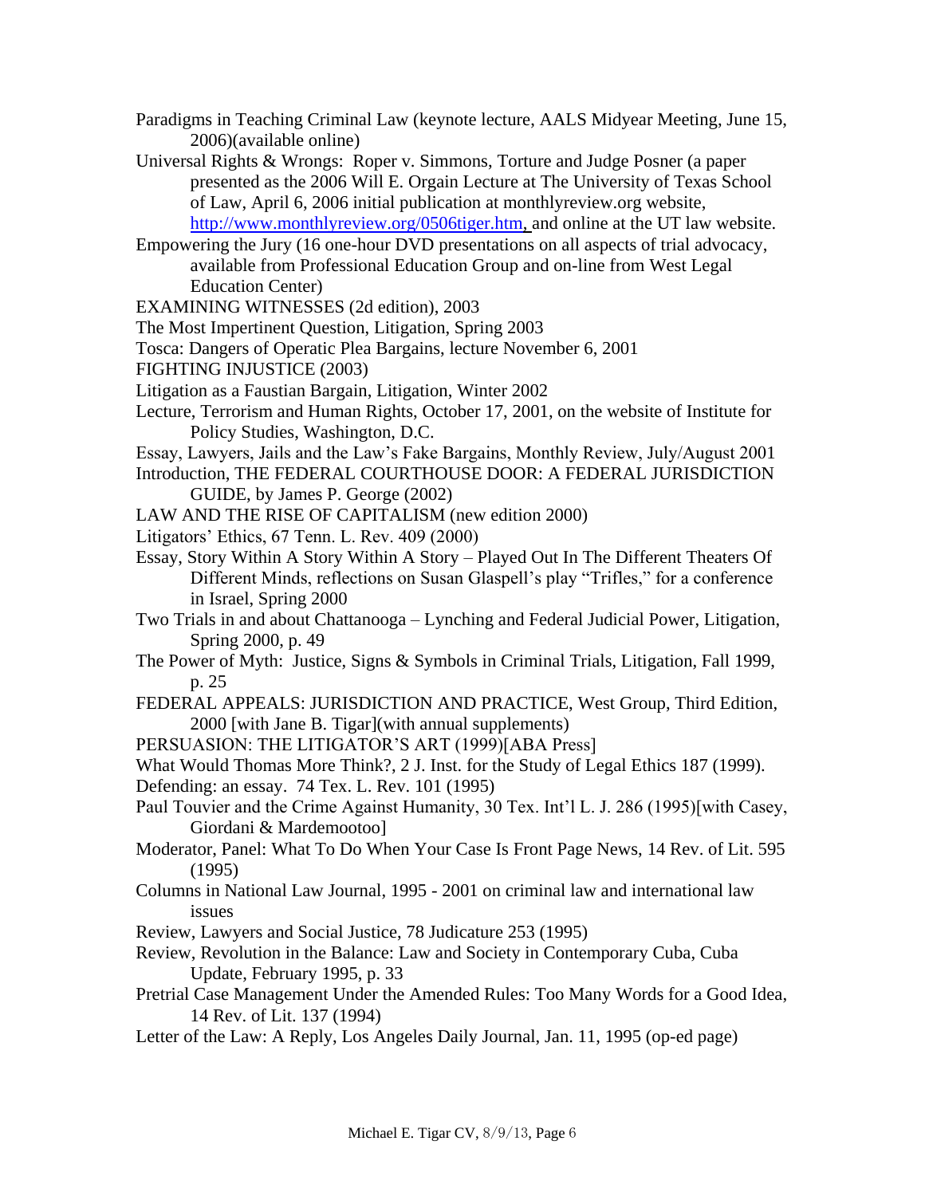Paradigms in Teaching Criminal Law (keynote lecture, AALS Midyear Meeting, June 15, 2006)(available online)

Universal Rights & Wrongs: Roper v. Simmons, Torture and Judge Posner (a paper presented as the 2006 Will E. Orgain Lecture at The University of Texas School of Law, April 6, 2006 initial publication at monthlyreview.org website, http://www.monthlyreview.org/0506tiger.htm, and online at the UT law website.

Empowering the Jury (16 one-hour DVD presentations on all aspects of trial advocacy, available from Professional Education Group and on-line from West Legal Education Center)

EXAMINING WITNESSES (2d edition), 2003

The Most Impertinent Question, Litigation, Spring 2003

Tosca: Dangers of Operatic Plea Bargains, lecture November 6, 2001

FIGHTING INJUSTICE (2003)

Litigation as a Faustian Bargain, Litigation, Winter 2002

Lecture, Terrorism and Human Rights, October 17, 2001, on the website of Institute for Policy Studies, Washington, D.C.

Essay, Lawyers, Jails and the Law's Fake Bargains, Monthly Review, July/August 2001

Introduction, THE FEDERAL COURTHOUSE DOOR: A FEDERAL JURISDICTION GUIDE, by James P. George (2002)

LAW AND THE RISE OF CAPITALISM (new edition 2000)

Litigators' Ethics, 67 Tenn. L. Rev. 409 (2000)

Essay, Story Within A Story Within A Story – Played Out In The Different Theaters Of Different Minds, reflections on Susan Glaspell's play "Trifles," for a conference in Israel, Spring 2000

Two Trials in and about Chattanooga – Lynching and Federal Judicial Power, Litigation, Spring 2000, p. 49

The Power of Myth: Justice, Signs & Symbols in Criminal Trials, Litigation, Fall 1999, p. 25

FEDERAL APPEALS: JURISDICTION AND PRACTICE, West Group, Third Edition, 2000 [with Jane B. Tigar](with annual supplements)

PERSUASION: THE LITIGATOR'S ART (1999)[ABA Press]

What Would Thomas More Think?, 2 J. Inst. for the Study of Legal Ethics 187 (1999).

Defending: an essay. 74 Tex. L. Rev. 101 (1995)

Paul Touvier and the Crime Against Humanity, 30 Tex. Int'l L. J. 286 (1995)[with Casey, Giordani & Mardemootoo]

Moderator, Panel: What To Do When Your Case Is Front Page News, 14 Rev. of Lit. 595 (1995)

Columns in National Law Journal, 1995 - 2001 on criminal law and international law issues

Review, Lawyers and Social Justice, 78 Judicature 253 (1995)

Review, Revolution in the Balance: Law and Society in Contemporary Cuba, Cuba Update, February 1995, p. 33

Pretrial Case Management Under the Amended Rules: Too Many Words for a Good Idea, 14 Rev. of Lit. 137 (1994)

Letter of the Law: A Reply, Los Angeles Daily Journal, Jan. 11, 1995 (op-ed page)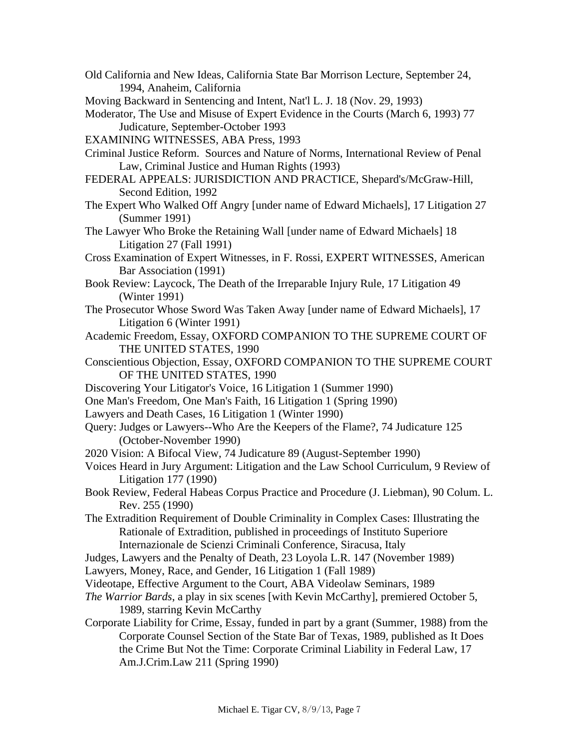Old California and New Ideas, California State Bar Morrison Lecture, September 24, 1994, Anaheim, California

Moving Backward in Sentencing and Intent, Nat'l L. J. 18 (Nov. 29, 1993)

Moderator, The Use and Misuse of Expert Evidence in the Courts (March 6, 1993) 77 Judicature, September-October 1993

EXAMINING WITNESSES, ABA Press, 1993

Criminal Justice Reform. Sources and Nature of Norms, International Review of Penal Law, Criminal Justice and Human Rights (1993)

FEDERAL APPEALS: JURISDICTION AND PRACTICE, Shepard's/McGraw-Hill, Second Edition, 1992

The Expert Who Walked Off Angry [under name of Edward Michaels], 17 Litigation 27 (Summer 1991)

The Lawyer Who Broke the Retaining Wall [under name of Edward Michaels] 18 Litigation 27 (Fall 1991)

Cross Examination of Expert Witnesses, in F. Rossi, EXPERT WITNESSES, American Bar Association (1991)

Book Review: Laycock, The Death of the Irreparable Injury Rule, 17 Litigation 49 (Winter 1991)

The Prosecutor Whose Sword Was Taken Away [under name of Edward Michaels], 17 Litigation 6 (Winter 1991)

Academic Freedom, Essay, OXFORD COMPANION TO THE SUPREME COURT OF THE UNITED STATES, 1990

Conscientious Objection, Essay, OXFORD COMPANION TO THE SUPREME COURT OF THE UNITED STATES, 1990

Discovering Your Litigator's Voice, 16 Litigation 1 (Summer 1990)

One Man's Freedom, One Man's Faith, 16 Litigation 1 (Spring 1990)

Lawyers and Death Cases, 16 Litigation 1 (Winter 1990)

Query: Judges or Lawyers--Who Are the Keepers of the Flame?, 74 Judicature 125 (October-November 1990)

2020 Vision: A Bifocal View, 74 Judicature 89 (August-September 1990)

Voices Heard in Jury Argument: Litigation and the Law School Curriculum, 9 Review of Litigation 177 (1990)

Book Review, Federal Habeas Corpus Practice and Procedure (J. Liebman), 90 Colum. L. Rev. 255 (1990)

The Extradition Requirement of Double Criminality in Complex Cases: Illustrating the Rationale of Extradition, published in proceedings of Instituto Superiore Internazionale de Scienzi Criminali Conference, Siracusa, Italy

Judges, Lawyers and the Penalty of Death, 23 Loyola L.R. 147 (November 1989)

Lawyers, Money, Race, and Gender, 16 Litigation 1 (Fall 1989)

Videotape, Effective Argument to the Court, ABA Videolaw Seminars, 1989

*The Warrior Bards*, a play in six scenes [with Kevin McCarthy], premiered October 5, 1989, starring Kevin McCarthy

Corporate Liability for Crime, Essay, funded in part by a grant (Summer, 1988) from the Corporate Counsel Section of the State Bar of Texas, 1989, published as It Does the Crime But Not the Time: Corporate Criminal Liability in Federal Law, 17 Am.J.Crim.Law 211 (Spring 1990)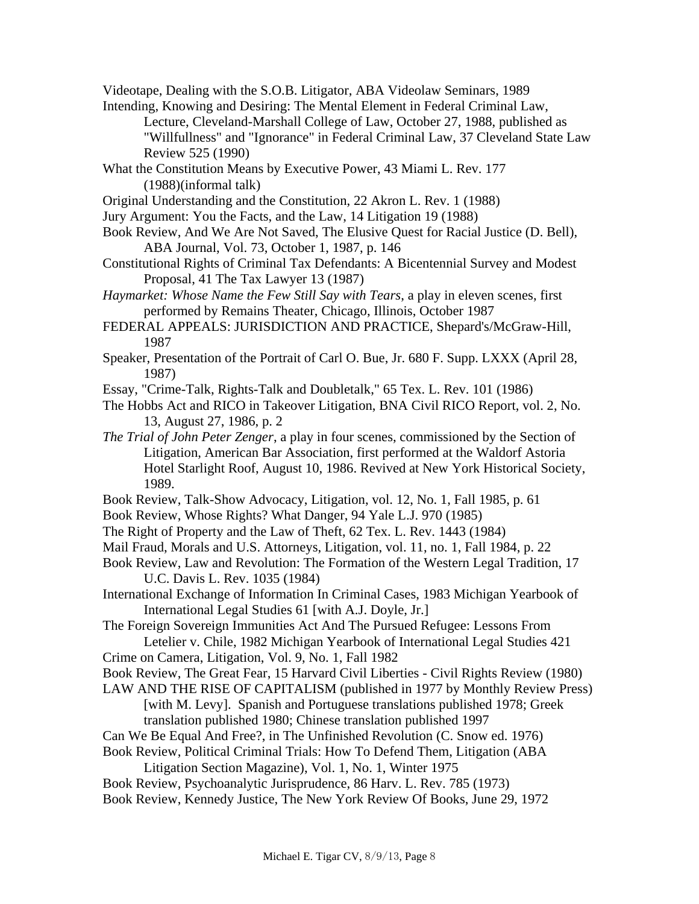Videotape, Dealing with the S.O.B. Litigator, ABA Videolaw Seminars, 1989

Intending, Knowing and Desiring: The Mental Element in Federal Criminal Law, Lecture, Cleveland-Marshall College of Law, October 27, 1988, published as "Willfullness" and "Ignorance" in Federal Criminal Law, 37 Cleveland State Law Review 525 (1990)

What the Constitution Means by Executive Power, 43 Miami L. Rev. 177 (1988)(informal talk)

Original Understanding and the Constitution, 22 Akron L. Rev. 1 (1988)

Jury Argument: You the Facts, and the Law, 14 Litigation 19 (1988)

Book Review, And We Are Not Saved, The Elusive Quest for Racial Justice (D. Bell), ABA Journal, Vol. 73, October 1, 1987, p. 146

Constitutional Rights of Criminal Tax Defendants: A Bicentennial Survey and Modest Proposal, 41 The Tax Lawyer 13 (1987)

*Haymarket: Whose Name the Few Still Say with Tears*, a play in eleven scenes, first performed by Remains Theater, Chicago, Illinois, October 1987

FEDERAL APPEALS: JURISDICTION AND PRACTICE, Shepard's/McGraw-Hill, 1987

Speaker, Presentation of the Portrait of Carl O. Bue, Jr. 680 F. Supp. LXXX (April 28, 1987)

Essay, "Crime-Talk, Rights-Talk and Doubletalk," 65 Tex. L. Rev. 101 (1986)

The Hobbs Act and RICO in Takeover Litigation, BNA Civil RICO Report, vol. 2, No. 13, August 27, 1986, p. 2

*The Trial of John Peter Zenger*, a play in four scenes, commissioned by the Section of Litigation, American Bar Association, first performed at the Waldorf Astoria Hotel Starlight Roof, August 10, 1986. Revived at New York Historical Society, 1989.

Book Review, Talk-Show Advocacy, Litigation, vol. 12, No. 1, Fall 1985, p. 61

Book Review, Whose Rights? What Danger, 94 Yale L.J. 970 (1985)

The Right of Property and the Law of Theft, 62 Tex. L. Rev. 1443 (1984)

Mail Fraud, Morals and U.S. Attorneys, Litigation, vol. 11, no. 1, Fall 1984, p. 22

Book Review, Law and Revolution: The Formation of the Western Legal Tradition, 17 U.C. Davis L. Rev. 1035 (1984)

International Exchange of Information In Criminal Cases, 1983 Michigan Yearbook of International Legal Studies 61 [with A.J. Doyle, Jr.]

The Foreign Sovereign Immunities Act And The Pursued Refugee: Lessons From Letelier v. Chile, 1982 Michigan Yearbook of International Legal Studies 421

Crime on Camera, Litigation, Vol. 9, No. 1, Fall 1982

Book Review, The Great Fear, 15 Harvard Civil Liberties - Civil Rights Review (1980)

LAW AND THE RISE OF CAPITALISM (published in 1977 by Monthly Review Press) [with M. Levy]. Spanish and Portuguese translations published 1978; Greek translation published 1980; Chinese translation published 1997

Can We Be Equal And Free?, in The Unfinished Revolution (C. Snow ed. 1976)

Book Review, Political Criminal Trials: How To Defend Them, Litigation (ABA Litigation Section Magazine), Vol. 1, No. 1, Winter 1975

Book Review, Psychoanalytic Jurisprudence, 86 Harv. L. Rev. 785 (1973)

Book Review, Kennedy Justice, The New York Review Of Books, June 29, 1972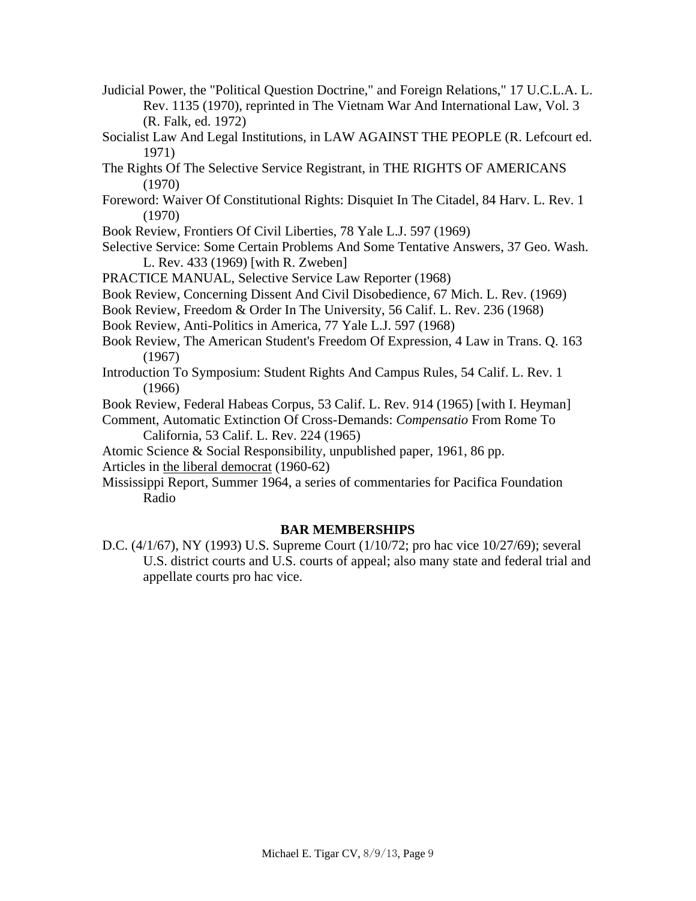Judicial Power, the "Political Question Doctrine," and Foreign Relations," 17 U.C.L.A. L. Rev. 1135 (1970), reprinted in The Vietnam War And International Law, Vol. 3 (R. Falk, ed. 1972)

Socialist Law And Legal Institutions, in LAW AGAINST THE PEOPLE (R. Lefcourt ed. 1971)

The Rights Of The Selective Service Registrant, in THE RIGHTS OF AMERICANS (1970)

Foreword: Waiver Of Constitutional Rights: Disquiet In The Citadel, 84 Harv. L. Rev. 1 (1970)

Book Review, Frontiers Of Civil Liberties, 78 Yale L.J. 597 (1969)

Selective Service: Some Certain Problems And Some Tentative Answers, 37 Geo. Wash. L. Rev. 433 (1969) [with R. Zweben]

PRACTICE MANUAL, Selective Service Law Reporter (1968)

Book Review, Concerning Dissent And Civil Disobedience, 67 Mich. L. Rev. (1969)

Book Review, Freedom & Order In The University, 56 Calif. L. Rev. 236 (1968)

Book Review, Anti-Politics in America, 77 Yale L.J. 597 (1968)

Book Review, The American Student's Freedom Of Expression, 4 Law in Trans. Q. 163 (1967)

Introduction To Symposium: Student Rights And Campus Rules, 54 Calif. L. Rev. 1 (1966)

Book Review, Federal Habeas Corpus, 53 Calif. L. Rev. 914 (1965) [with I. Heyman]

Comment, Automatic Extinction Of Cross-Demands: *Compensatio* From Rome To California, 53 Calif. L. Rev. 224 (1965)

Atomic Science & Social Responsibility, unpublished paper, 1961, 86 pp.

Articles in the liberal democrat (1960-62)

Mississippi Report, Summer 1964, a series of commentaries for Pacifica Foundation Radio

### BAR MEMBERSHIPS

D.C. (4/1/67), NY (1993) U.S. Supreme Court (1/10/72; pro hac vice 10/27/69); several U.S. district courts and U.S. courts of appeal; also many state and federal trial and appellate courts pro hac vice.